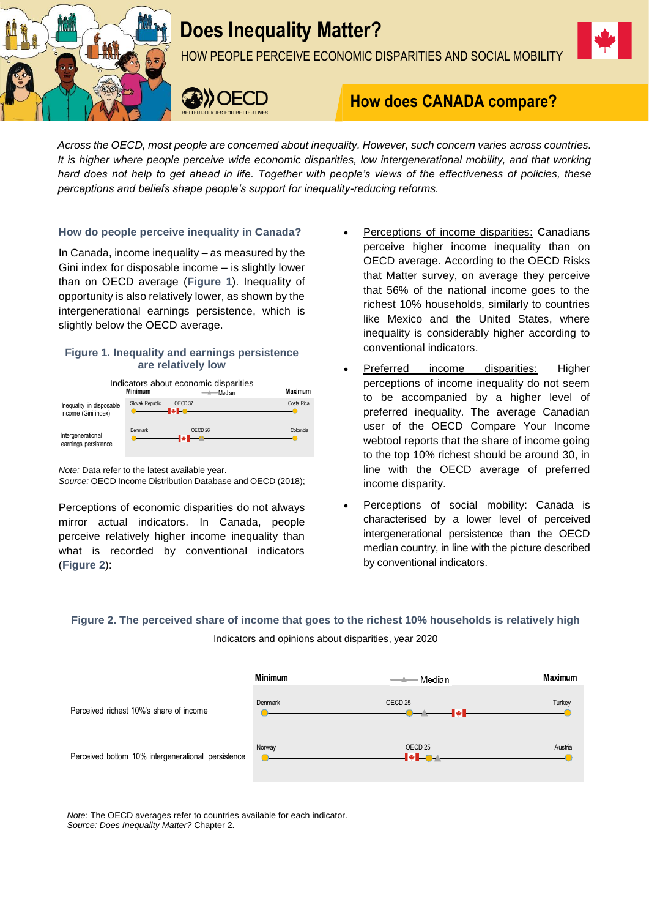# Does Inequality Matter?

HOW PEOPLE PERCEIVE ECONOMIC DISPARITIES AND SOCIAL MOBILITY

## How does CANADA compare?

*Across the OECD, most people are concerned about inequality. However, such concern varies across countries. It is higher where people perceive wide economic disparities, low intergenerational mobility, and that working hard does not help to get ahead in life. Together with people's views of the effectiveness of policies, these perceptions and beliefs shape people's support for inequality-reducing reforms.*

### How do people perceive inequality in Canada?

In Canada, income inequality – as measured by the Gini index for disposable income – is slightly lower than on OECD average (**Figure 1**). Inequality of opportunity is also relatively lower, as shown by the intergenerational earnings persistence, which is slightly below the OECD average.

**Figure 1. Inequality and earnings persistence are relatively low**

Indicators about economic disparities

| | Minimum | Median | Maximum |
|---|---|---|---|
| Inequality in disposable income (Gini index) | Slovak Republic | OECD 37 | Costa Rica |
| Intergenerational earnings persistence | Denmark | OECD 26 | Colombia |

*Note:* Data refer to the latest available year.
*Source:* OECD Income Distribution Database and OECD (2018);

Perceptions of economic disparities do not always mirror actual indicators. In Canada, people perceive relatively higher income inequality than what is recorded by conventional indicators (**Figure 2**):

- Perceptions of income disparities: Canadians perceive higher income inequality than on OECD average. According to the OECD Risks that Matter survey, on average they perceive that 56% of the national income goes to the richest 10% households, similarly to countries like Mexico and the United States, where inequality is considerably higher according to conventional indicators.
- Preferred income disparities: Higher perceptions of income inequality do not seem to be accompanied by a higher level of preferred inequality. The average Canadian user of the OECD Compare Your Income webtool reports that the share of income going to the top 10% richest should be around 30, in line with the OECD average of preferred income disparity.
- Perceptions of social mobility: Canada is characterised by a lower level of perceived intergenerational persistence than the OECD median country, in line with the picture described by conventional indicators.

**Figure 2. The perceived share of income that goes to the richest 10% households is relatively high**

Indicators and opinions about disparities, year 2020

| | Minimum | Median | Maximum |
|---|---|---|---|
| Perceived richest 10%'s share of income | Denmark | OECD 25 | Turkey |
| Perceived bottom 10% intergenerational persistence | Norway | OECD 25 | Austria |

*Note:* The OECD averages refer to countries available for each indicator.
*Source: Does Inequality Matter?* Chapter 2.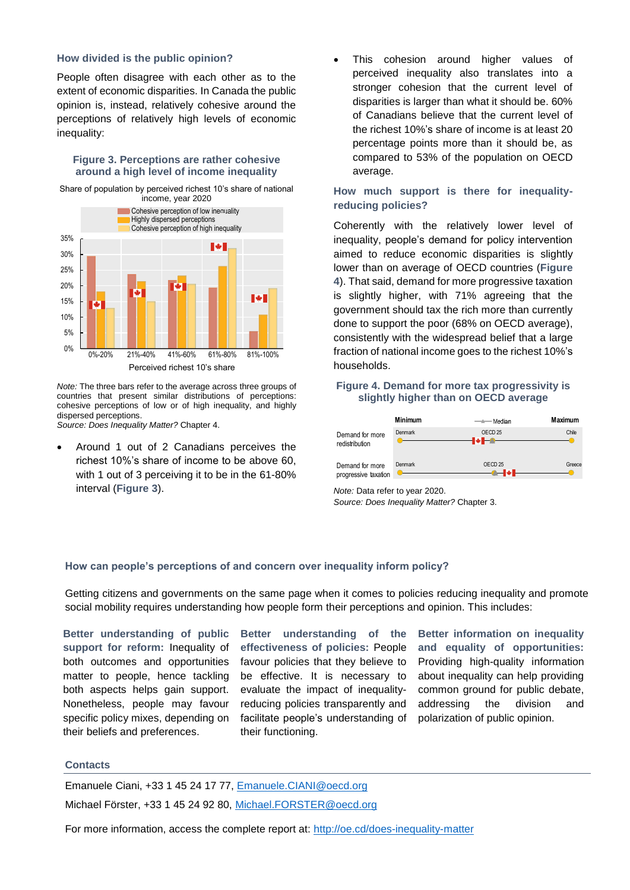### How divided is the public opinion?

People often disagree with each other as to the extent of economic disparities. In Canada the public opinion is, instead, relatively cohesive around the perceptions of relatively high levels of economic inequality:

**Figure 3. Perceptions are rather cohesive around a high level of income inequality**

Share of population by perceived richest 10's share of national income, year 2020

Cohesive perception of low inequality
Highly dispersed perceptions
Cohesive perception of high inequality

35%
30%
25%
20%
15%
10%
5%
0%

0%-20%
21%-40%
41%-60%
61%-80%
81%-100%

Perceived richest 10's share

*Note:* The three bars refer to the average across three groups of countries that present similar distributions of perceptions: cohesive perceptions of low or of high inequality, and highly dispersed perceptions.
*Source: Does Inequality Matter?* Chapter 4.

- Around 1 out of 2 Canadians perceives the richest 10%'s share of income to be above 60, with 1 out of 3 perceiving it to be in the 61-80% interval (**Figure 3**).
- This cohesion around higher values of perceived inequality also translates into a stronger cohesion that the current level of disparities is larger than what it should be. 60% of Canadians believe that the current level of the richest 10%'s share of income is at least 20 percentage points more than it should be, as compared to 53% of the population on OECD average.

### How much support is there for inequality-reducing policies?

Coherently with the relatively lower level of inequality, people's demand for policy intervention aimed to reduce economic disparities is slightly lower than on average of OECD countries (**Figure 4**). That said, demand for more progressive taxation is slightly higher, with 71% agreeing that the government should tax the rich more than currently done to support the poor (68% on OECD average), consistently with the widespread belief that a large fraction of national income goes to the richest 10%'s households.

**Figure 4. Demand for more tax progressivity is slightly higher than on OECD average**

Minimum
Median
Maximum

Demand for more redistribution
Denmark
OECD 25
Chile

Demand for more progressive taxation
Denmark
OECD 25
Greece

*Note:* Data refer to year 2020.
*Source: Does Inequality Matter?* Chapter 3.

### How can people's perceptions of and concern over inequality inform policy?

Getting citizens and governments on the same page when it comes to policies reducing inequality and promote social mobility requires understanding how people form their perceptions and opinion. This includes:

**Better understanding of public support for reform:** Inequality of both outcomes and opportunities matter to people, hence tackling both aspects helps gain support. Nonetheless, people may favour specific policy mixes, depending on their beliefs and preferences.

**Better understanding of the effectiveness of policies:** People favour policies that they believe to be effective. It is necessary to evaluate the impact of inequality-reducing policies transparently and facilitate people's understanding of their functioning.

**Better information on inequality and equality of opportunities:** Providing high-quality information about inequality can help providing common ground for public debate, addressing the division and polarization of public opinion.

### Contacts

Emanuele Ciani, +33 1 45 24 17 77, Emanuele.CIANI@oecd.org

Michael Förster, +33 1 45 24 92 80, Michael.FORSTER@oecd.org

For more information, access the complete report at: http://oe.cd/does-inequality-matter